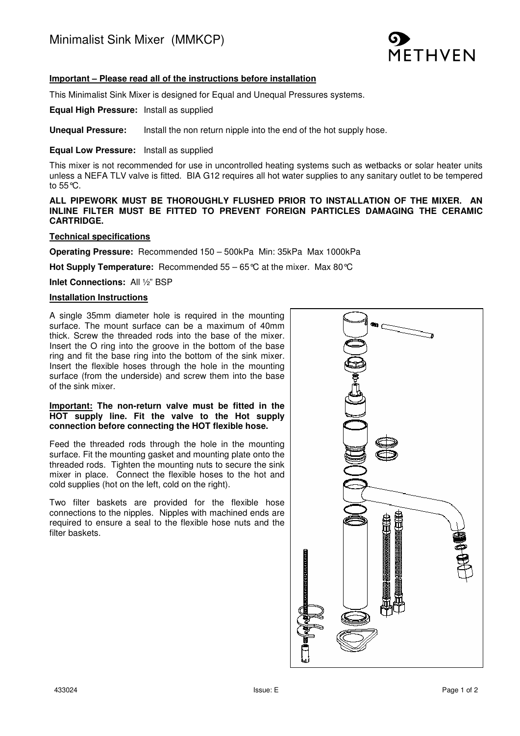# Minimalist Sink Mixer (MMKCP)

METHVEN

**Important – Please read all of the instructions before installation**

This Minimalist Sink Mixer is designed for Equal and Unequal Pressures systems.

**Equal High Pressure:** Install as supplied

**Unequal Pressure:** Install the non return nipple into the end of the hot supply hose.

**Equal Low Pressure:** Install as supplied

This mixer is not recommended for use in uncontrolled heating systems such as wetbacks or solar heater units unless a NEFA TLV valve is fitted. BIA G12 requires all hot water supplies to any sanitary outlet to be tempered to 55°C.

**ALL PIPEWORK MUST BE THOROUGHLY FLUSHED PRIOR TO INSTALLATION OF THE MIXER. AN INLINE FILTER MUST BE FITTED TO PREVENT FOREIGN PARTICLES DAMAGING THE CERAMIC CARTRIDGE.**

**Technical specifications**

**Operating Pressure:** Recommended 150 – 500kPa Min: 35kPa Max 1000kPa

**Hot Supply Temperature:** Recommended 55 – 65°C at the mixer. Max 80°C

**Inlet Connections:** All ½" BSP

**Installation Instructions**

A single 35mm diameter hole is required in the mounting surface. The mount surface can be a maximum of 40mm thick. Screw the threaded rods into the base of the mixer. Insert the O ring into the groove in the bottom of the base ring and fit the base ring into the bottom of the sink mixer. Insert the flexible hoses through the hole in the mounting surface (from the underside) and screw them into the base of the sink mixer.

**Important: The non-return valve must be fitted in the HOT supply line. Fit the valve to the Hot supply connection before connecting the HOT flexible hose.**

Feed the threaded rods through the hole in the mounting surface. Fit the mounting gasket and mounting plate onto the threaded rods. Tighten the mounting nuts to secure the sink mixer in place. Connect the flexible hoses to the hot and cold supplies (hot on the left, cold on the right).

Two filter baskets are provided for the flexible hose connections to the nipples. Nipples with machined ends are required to ensure a seal to the flexible hose nuts and the filter baskets.

433024 Issue: E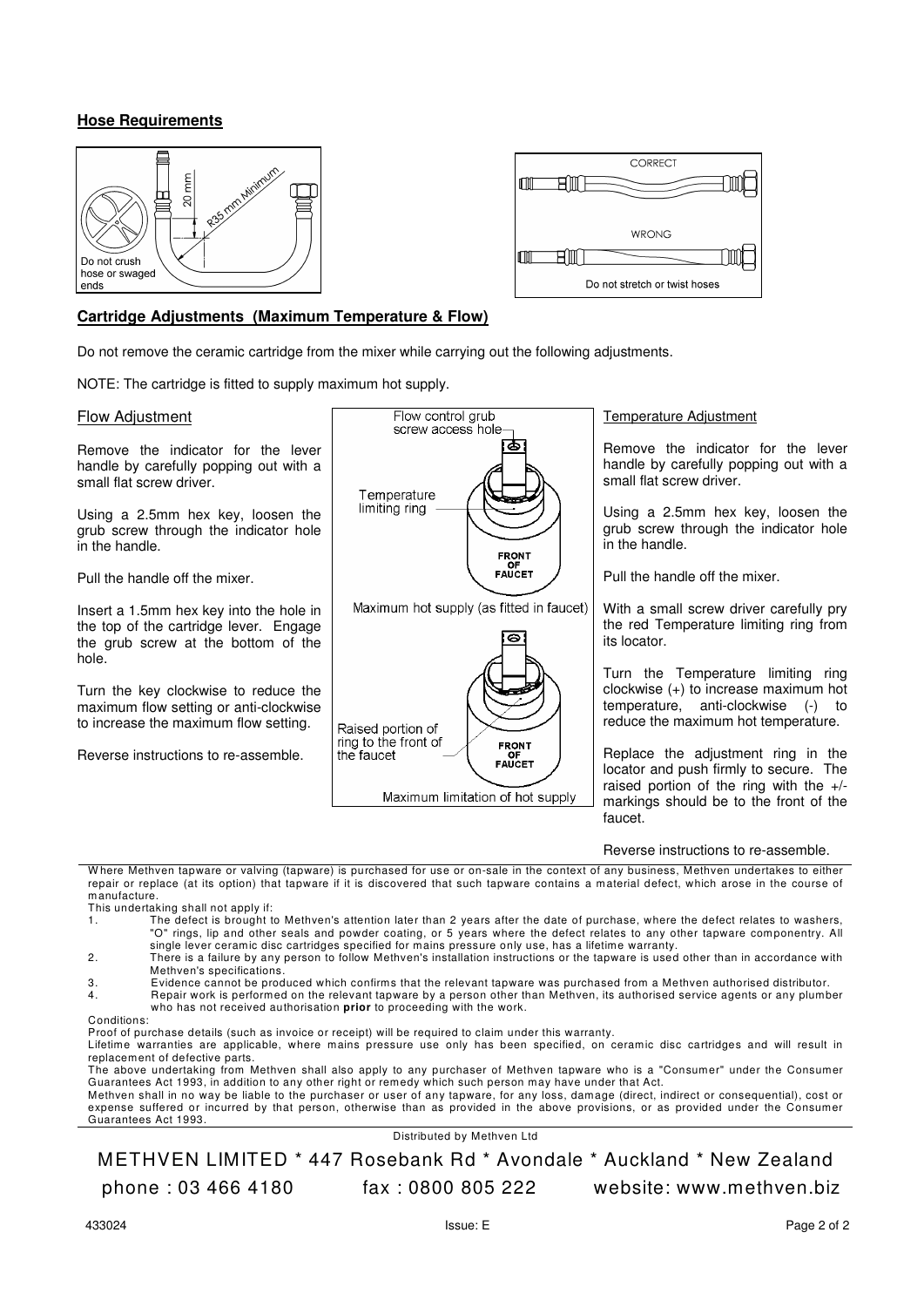**Hose Requirements**

20 mm

R35 mm Minimum

Do not crush hose or swaged ends

CORRECT

WRONG

Do not stretch or twist hoses

**Cartridge Adjustments (Maximum Temperature & Flow)**

Do not remove the ceramic cartridge from the mixer while carrying out the following adjustments.

NOTE: The cartridge is fitted to supply maximum hot supply.

Flow Adjustment

Remove the indicator for the lever handle by carefully popping out with a small flat screw driver.

Using a 2.5mm hex key, loosen the grub screw through the indicator hole in the handle.

Pull the handle off the mixer.

Insert a 1.5mm hex key into the hole in the top of the cartridge lever. Engage the grub screw at the bottom of the hole.

Turn the key clockwise to reduce the maximum flow setting or anti-clockwise to increase the maximum flow setting.

Reverse instructions to re-assemble.

Flow control grub screw access hole

Temperature limiting ring

FRONT OF FAUCET

Maximum hot supply (as fitted in faucet)

Raised portion of ring to the front of the faucet

FRONT OF FAUCET

Maximum limitation of hot supply

Temperature Adjustment

Remove the indicator for the lever handle by carefully popping out with a small flat screw driver.

Using a 2.5mm hex key, loosen the grub screw through the indicator hole in the handle.

Pull the handle off the mixer.

With a small screw driver carefully pry the red Temperature limiting ring from its locator.

Turn the Temperature limiting ring clockwise (+) to increase maximum hot temperature, anti-clockwise (-) to reduce the maximum hot temperature.

Replace the adjustment ring in the locator and push firmly to secure. The raised portion of the ring with the +/- markings should be to the front of the faucet.

Reverse instructions to re-assemble.

Where Methven tapware or valving (tapware) is purchased for use or on-sale in the context of any business, Methven undertakes to either repair or replace (at its option) that tapware if it is discovered that such tapware contains a material defect, which arose in the course of manufacture.

This undertaking shall not apply if:

1. The defect is brought to Methven's attention later than 2 years after the date of purchase, where the defect relates to washers, "O" rings, lip and other seals and powder coating, or 5 years where the defect relates to any other tapware componentry. All single lever ceramic disc cartridges specified for mains pressure only use, has a lifetime warranty.
2. There is a failure by any person to follow Methven's installation instructions or the tapware is used other than in accordance with Methven's specifications.
3. Evidence cannot be produced which confirms that the relevant tapware was purchased from a Methven authorised distributor.
4. Repair work is performed on the relevant tapware by a person other than Methven, its authorised service agents or any plumber who has not received authorisation **prior** to proceeding with the work.

Conditions:

Proof of purchase details (such as invoice or receipt) will be required to claim under this warranty.

Lifetime warranties are applicable, where mains pressure use only has been specified, on ceramic disc cartridges and will result in replacement of defective parts.

The above undertaking from Methven shall also apply to any purchaser of Methven tapware who is a "Consumer" under the Consumer Guarantees Act 1993, in addition to any other right or remedy which such person may have under that Act.

Methven shall in no way be liable to the purchaser or user of any tapware, for any loss, damage (direct, indirect or consequential), cost or expense suffered or incurred by that person, otherwise than as provided in the above provisions, or as provided under the Consumer Guarantees Act 1993.

Distributed by Methven Ltd

METHVEN LIMITED * 447 Rosebank Rd * Avondale * Auckland * New Zealand

phone : 03 466 4180     fax : 0800 805 222     website: www.methven.biz

433024     Issue: E